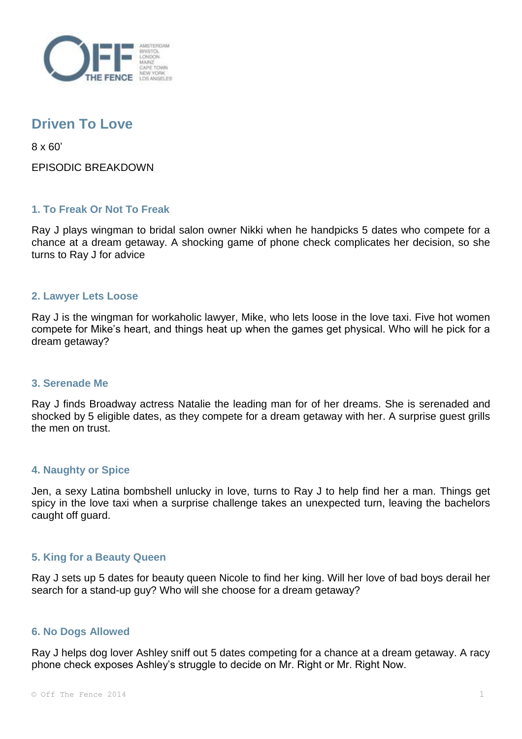# Driven To Love

8 x 60'

EPISODIC BREAKDOWN

### 1. To Freak Or Not To Freak

Ray J plays wingman to bridal salon owner Nikki when he handpicks 5 dates who compete for a chance at a dream getaway. A shocking game of phone check complicates her decision, so she turns to Ray J for advice

### 2. Lawyer Lets Loose

Ray J is the wingman for workaholic lawyer, Mike, who lets loose in the love taxi. Five hot women compete for Mike's heart, and things heat up when the games get physical. Who will he pick for a dream getaway?

### 3. Serenade Me

Ray J finds Broadway actress Natalie the leading man for of her dreams. She is serenaded and shocked by 5 eligible dates, as they compete for a dream getaway with her. A surprise guest grills the men on trust.

### 4. Naughty or Spice

Jen, a sexy Latina bombshell unlucky in love, turns to Ray J to help find her a man. Things get spicy in the love taxi when a surprise challenge takes an unexpected turn, leaving the bachelors caught off guard.

### 5. King for a Beauty Queen

Ray J sets up 5 dates for beauty queen Nicole to find her king. Will her love of bad boys derail her search for a stand-up guy? Who will she choose for a dream getaway?

### 6. No Dogs Allowed

Ray J helps dog lover Ashley sniff out 5 dates competing for a chance at a dream getaway. A racy phone check exposes Ashley's struggle to decide on Mr. Right or Mr. Right Now.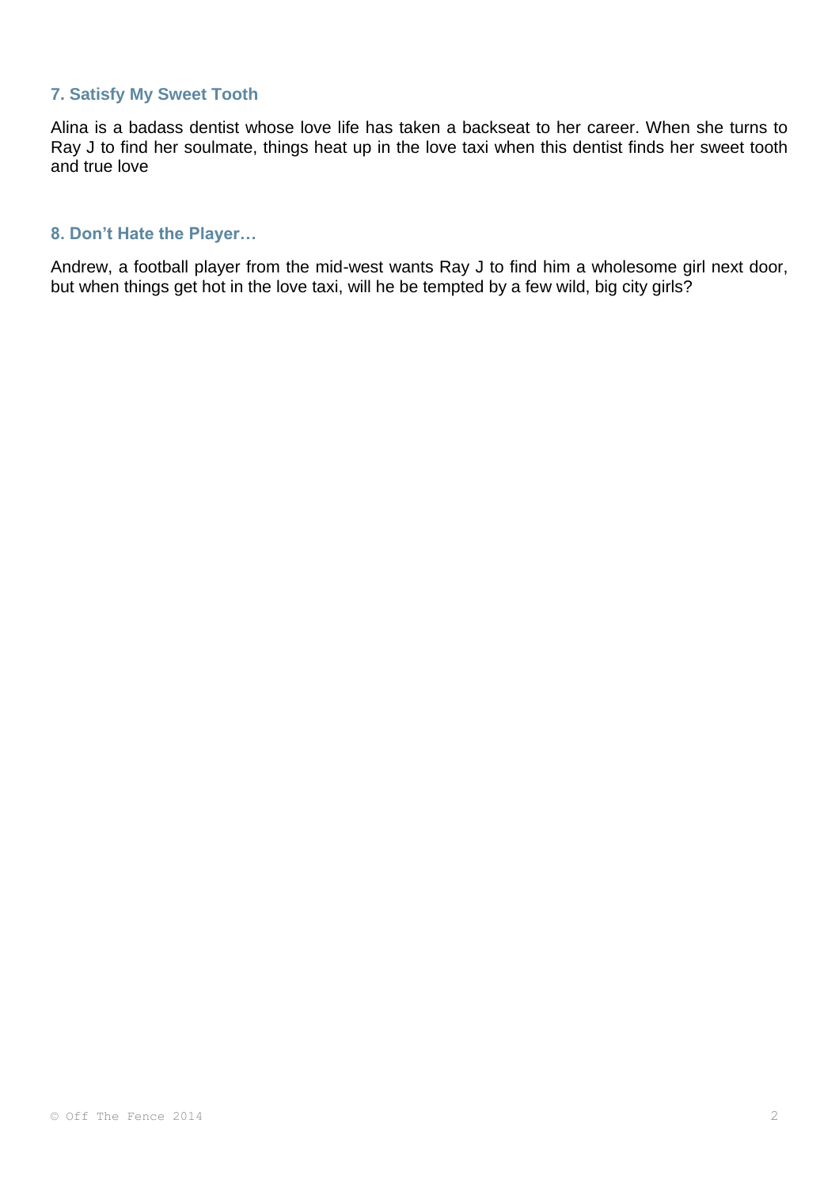### 7. Satisfy My Sweet Tooth

Alina is a badass dentist whose love life has taken a backseat to her career. When she turns to Ray J to find her soulmate, things heat up in the love taxi when this dentist finds her sweet tooth and true love

### 8. Don't Hate the Player…

Andrew, a football player from the mid-west wants Ray J to find him a wholesome girl next door, but when things get hot in the love taxi, will he be tempted by a few wild, big city girls?

© Off The Fence 2014